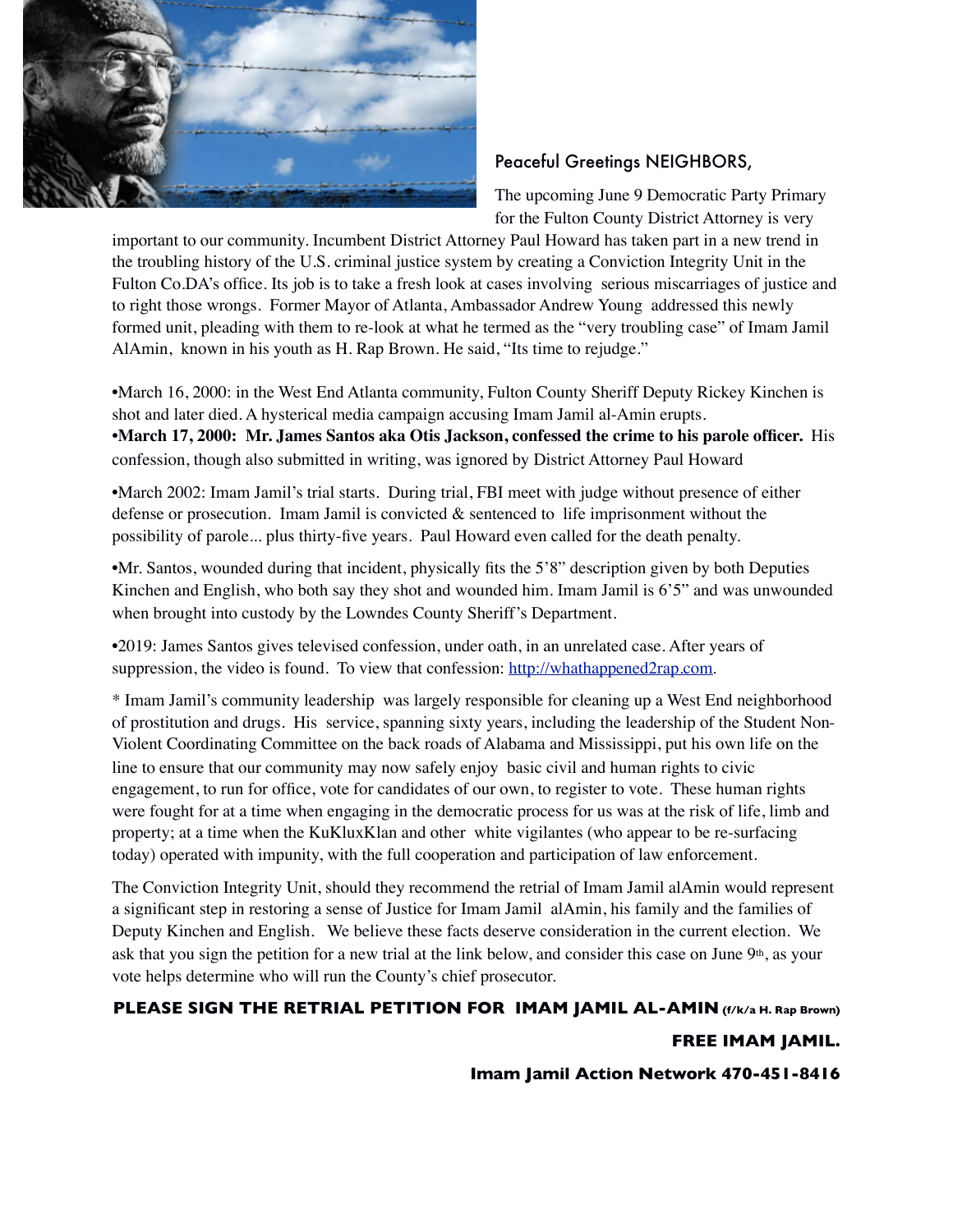Peaceful Greetings NEIGHBORS,

The upcoming June 9 Democratic Party Primary for the Fulton County District Attorney is very important to our community. Incumbent District Attorney Paul Howard has taken part in a new trend in the troubling history of the U.S. criminal justice system by creating a Conviction Integrity Unit in the Fulton Co.DA's office. Its job is to take a fresh look at cases involving serious miscarriages of justice and to right those wrongs. Former Mayor of Atlanta, Ambassador Andrew Young addressed this newly formed unit, pleading with them to re-look at what he termed as the "very troubling case" of Imam Jamil AlAmin, known in his youth as H. Rap Brown. He said, "Its time to rejudge."

•March 16, 2000: in the West End Atlanta community, Fulton County Sheriff Deputy Rickey Kinchen is shot and later died. A hysterical media campaign accusing Imam Jamil al-Amin erupts.
**•March 17, 2000: Mr. James Santos aka Otis Jackson, confessed the crime to his parole officer.** His confession, though also submitted in writing, was ignored by District Attorney Paul Howard

•March 2002: Imam Jamil's trial starts. During trial, FBI meet with judge without presence of either defense or prosecution. Imam Jamil is convicted & sentenced to life imprisonment without the possibility of parole... plus thirty-five years. Paul Howard even called for the death penalty.

•Mr. Santos, wounded during that incident, physically fits the 5'8" description given by both Deputies Kinchen and English, who both say they shot and wounded him. Imam Jamil is 6'5" and was unwounded when brought into custody by the Lowndes County Sheriff's Department.

•2019: James Santos gives televised confession, under oath, in an unrelated case. After years of suppression, the video is found. To view that confession: http://whathappened2rap.com.

* Imam Jamil's community leadership was largely responsible for cleaning up a West End neighborhood of prostitution and drugs. His service, spanning sixty years, including the leadership of the Student Non-Violent Coordinating Committee on the back roads of Alabama and Mississippi, put his own life on the line to ensure that our community may now safely enjoy basic civil and human rights to civic engagement, to run for office, vote for candidates of our own, to register to vote. These human rights were fought for at a time when engaging in the democratic process for us was at the risk of life, limb and property; at a time when the KuKluxKlan and other white vigilantes (who appear to be re-surfacing today) operated with impunity, with the full cooperation and participation of law enforcement.

The Conviction Integrity Unit, should they recommend the retrial of Imam Jamil alAmin would represent a significant step in restoring a sense of Justice for Imam Jamil alAmin, his family and the families of Deputy Kinchen and English. We believe these facts deserve consideration in the current election. We ask that you sign the petition for a new trial at the link below, and consider this case on June 9th, as your vote helps determine who will run the County's chief prosecutor.

**PLEASE SIGN THE RETRIAL PETITION FOR IMAM JAMIL AL-AMIN (f/k/a H. Rap Brown)**

**FREE IMAM JAMIL.**

**Imam Jamil Action Network 470-451-8416**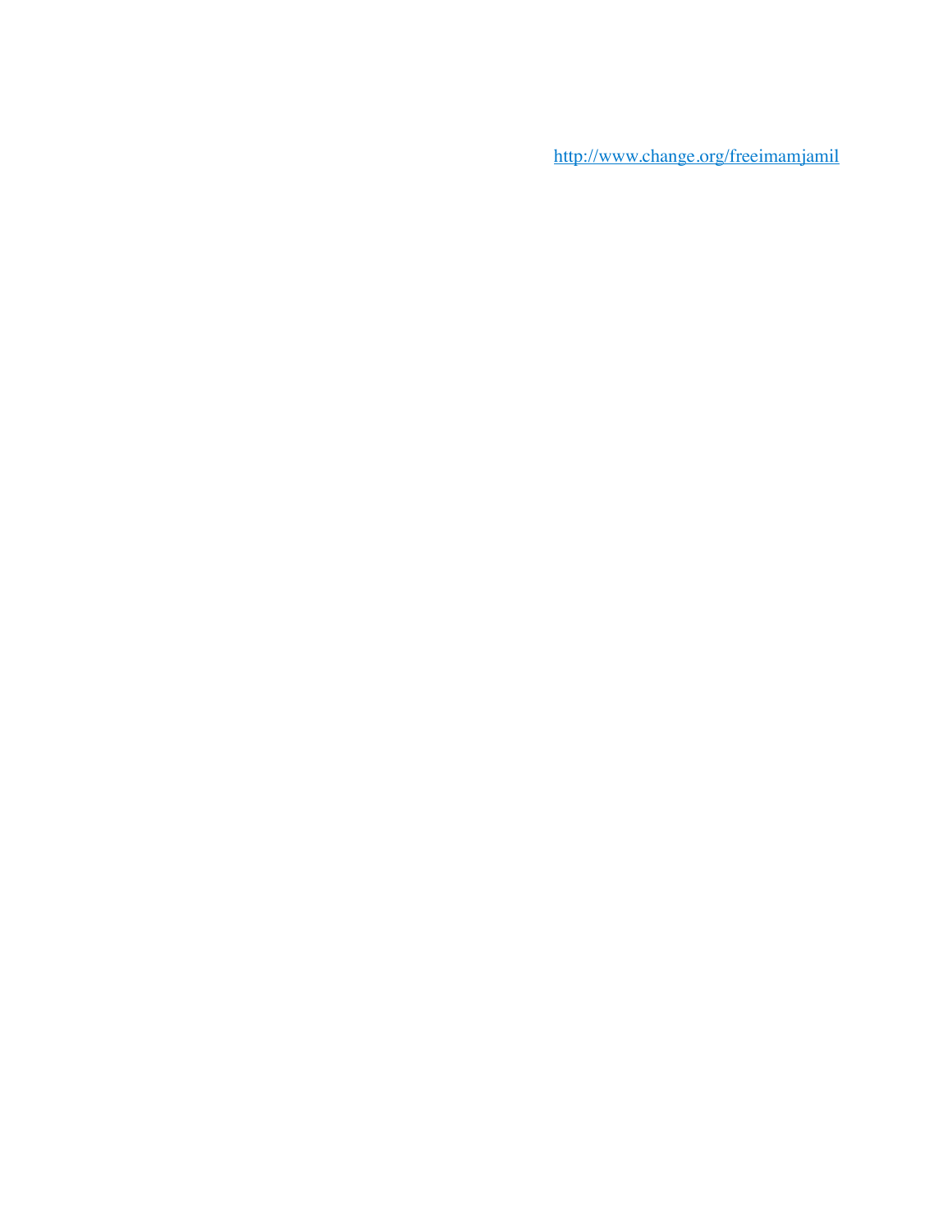http://www.change.org/freeimamjamil